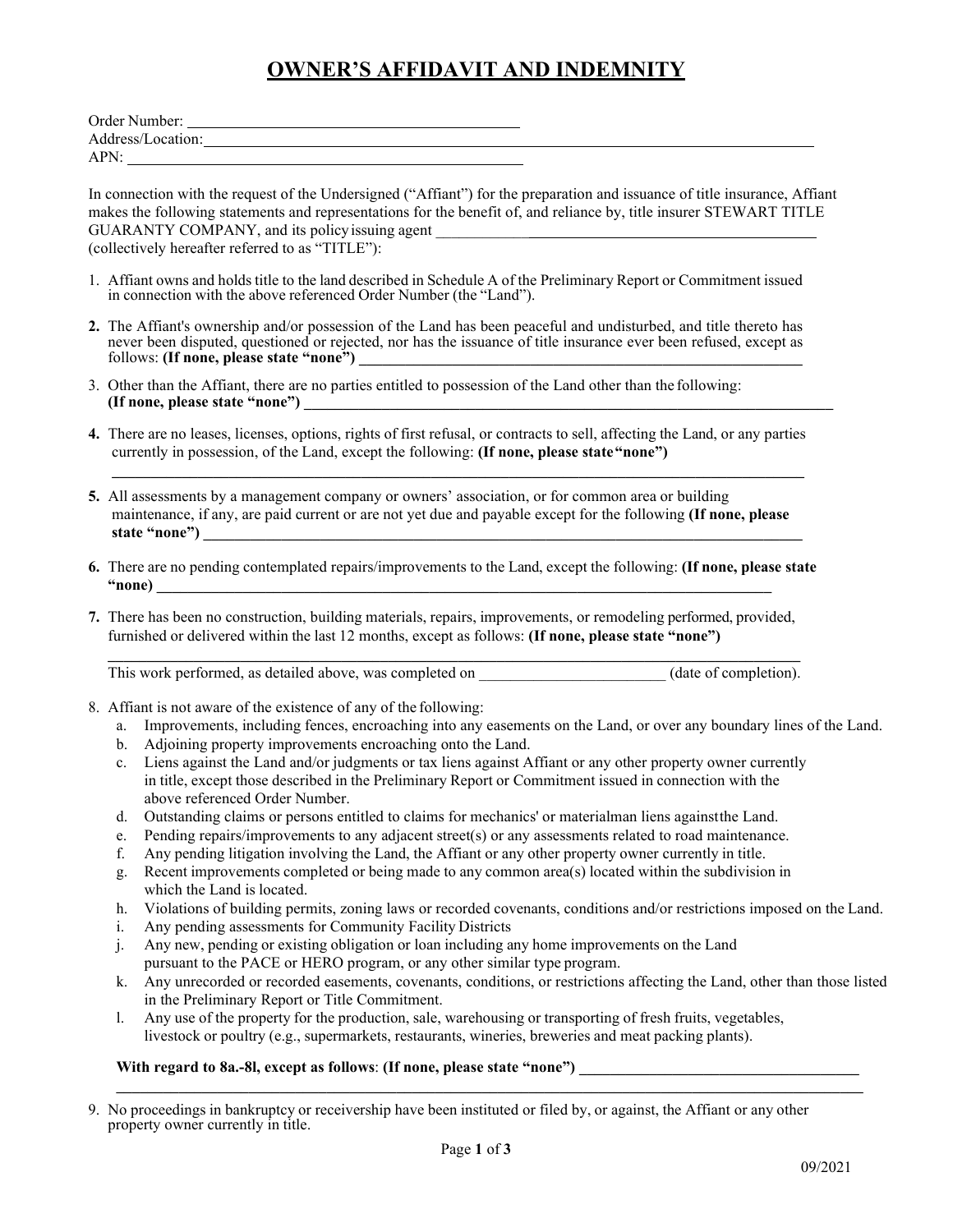# OWNER'S AFFIDAVIT AND INDEMNITY

Order Number: ___________________________________________
Address/Location: ___________________________________________________________________________________
APN: ___________________________________________________

In connection with the request of the Undersigned ("Affiant") for the preparation and issuance of title insurance, Affiant makes the following statements and representations for the benefit of, and reliance by, title insurer STEWART TITLE GUARANTY COMPANY, and its policy issuing agent ____________________________________________________ (collectively hereafter referred to as "TITLE"):

1. Affiant owns and holds title to the land described in Schedule A of the Preliminary Report or Commitment issued in connection with the above referenced Order Number (the "Land").

2. The Affiant's ownership and/or possession of the Land has been peaceful and undisturbed, and title thereto has never been disputed, questioned or rejected, nor has the issuance of title insurance ever been refused, except as follows: **(If none, please state "none")** ____________________________________________________________

3. Other than the Affiant, there are no parties entitled to possession of the Land other than the following: **(If none, please state "none")** ______________________________________________________________________

4. There are no leases, licenses, options, rights of first refusal, or contracts to sell, affecting the Land, or any parties currently in possession, of the Land, except the following: **(If none, please state "none")**
   ____________________________________________________________________________________________

5. All assessments by a management company or owners' association, or for common area or building maintenance, if any, are paid current or are not yet due and payable except for the following **(If none, please state "none")** ________________________________________________________________________________

6. There are no pending contemplated repairs/improvements to the Land, except the following: **(If none, please state "none)** ________________________________________________________________________________

7. There has been no construction, building materials, repairs, improvements, or remodeling performed, provided, furnished or delivered within the last 12 months, except as follows: **(If none, please state "none")**
   ____________________________________________________________________________________________
   This work performed, as detailed above, was completed on _______________________ (date of completion).

8. Affiant is not aware of the existence of any of the following:
   a. Improvements, including fences, encroaching into any easements on the Land, or over any boundary lines of the Land.
   b. Adjoining property improvements encroaching onto the Land.
   c. Liens against the Land and/or judgments or tax liens against Affiant or any other property owner currently in title, except those described in the Preliminary Report or Commitment issued in connection with the above referenced Order Number.
   d. Outstanding claims or persons entitled to claims for mechanics' or materialman liens against the Land.
   e. Pending repairs/improvements to any adjacent street(s) or any assessments related to road maintenance.
   f. Any pending litigation involving the Land, the Affiant or any other property owner currently in title.
   g. Recent improvements completed or being made to any common area(s) located within the subdivision in which the Land is located.
   h. Violations of building permits, zoning laws or recorded covenants, conditions and/or restrictions imposed on the Land.
   i. Any pending assessments for Community Facility Districts
   j. Any new, pending or existing obligation or loan including any home improvements on the Land pursuant to the PACE or HERO program, or any other similar type program.
   k. Any unrecorded or recorded easements, covenants, conditions, or restrictions affecting the Land, other than those listed in the Preliminary Report or Title Commitment.
   l. Any use of the property for the production, sale, warehousing or transporting of fresh fruits, vegetables, livestock or poultry (e.g., supermarkets, restaurants, wineries, breweries and meat packing plants).

   **With regard to 8a.-8l, except as follows**: **(If none, please state "none")** ____________________________________
   ____________________________________________________________________________________________

9. No proceedings in bankruptcy or receivership have been instituted or filed by, or against, the Affiant or any other property owner currently in title.

09/2021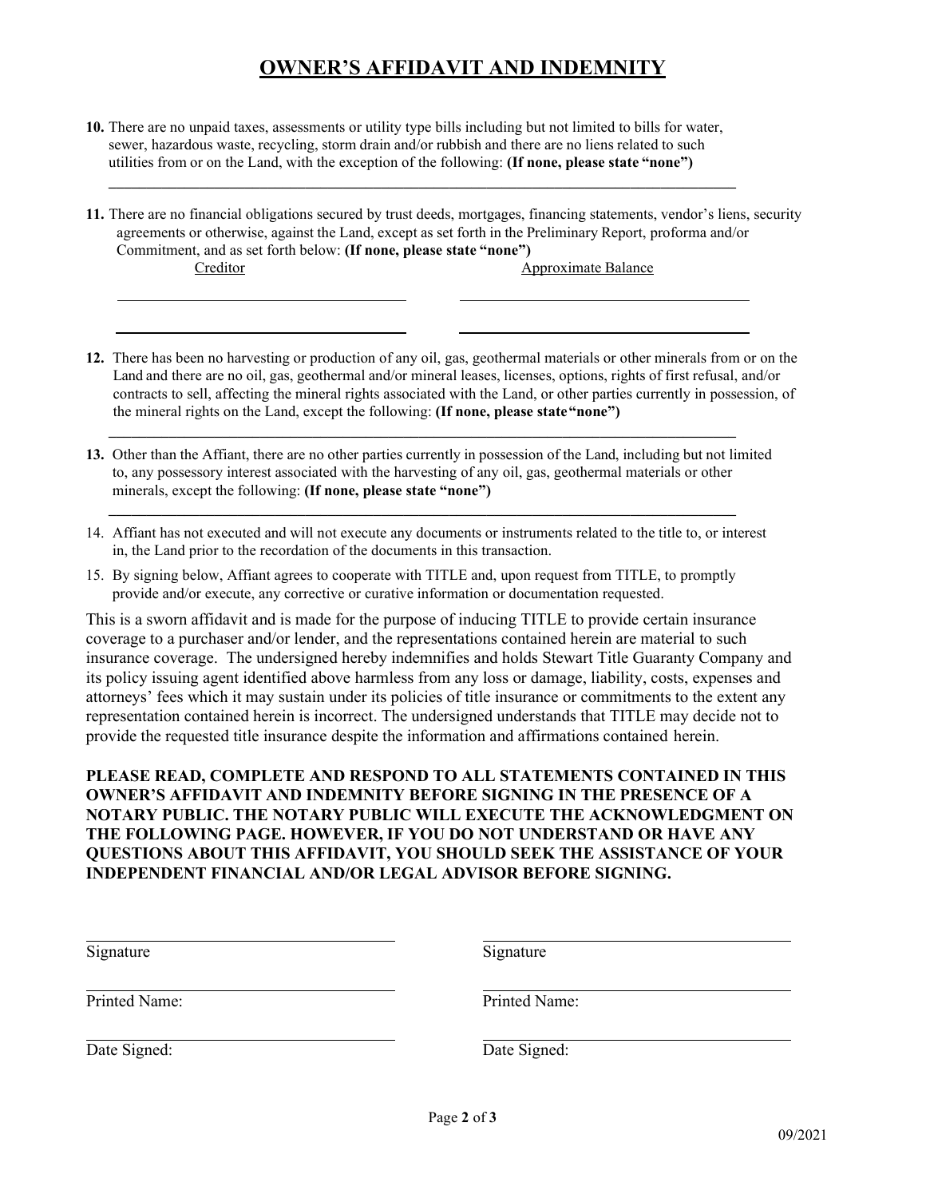# OWNER'S AFFIDAVIT AND INDEMNITY

**10.** There are no unpaid taxes, assessments or utility type bills including but not limited to bills for water, sewer, hazardous waste, recycling, storm drain and/or rubbish and there are no liens related to such utilities from or on the Land, with the exception of the following: **(If none, please state "none")**

\_\_\_\_\_\_\_\_\_\_\_\_\_\_\_\_\_\_\_\_\_\_\_\_\_\_\_\_\_\_\_\_\_\_\_\_\_\_\_\_\_\_\_\_\_\_\_\_\_\_\_\_\_\_\_\_\_\_\_\_\_\_\_\_\_\_\_\_\_\_\_\_\_\_\_\_

**11.** There are no financial obligations secured by trust deeds, mortgages, financing statements, vendor's liens, security agreements or otherwise, against the Land, except as set forth in the Preliminary Report, proforma and/or Commitment, and as set forth below: **(If none, please state "none")**

| Creditor | Approximate Balance |
| --- | --- |
| \_\_\_\_\_\_\_\_\_\_\_\_\_\_\_\_\_\_\_\_\_\_\_\_\_\_\_\_\_\_ | \_\_\_\_\_\_\_\_\_\_\_\_\_\_\_\_\_\_\_\_\_\_\_\_\_\_\_\_\_\_ |
| \_\_\_\_\_\_\_\_\_\_\_\_\_\_\_\_\_\_\_\_\_\_\_\_\_\_\_\_\_\_ | \_\_\_\_\_\_\_\_\_\_\_\_\_\_\_\_\_\_\_\_\_\_\_\_\_\_\_\_\_\_ |

**12.** There has been no harvesting or production of any oil, gas, geothermal materials or other minerals from or on the Land and there are no oil, gas, geothermal and/or mineral leases, licenses, options, rights of first refusal, and/or contracts to sell, affecting the mineral rights associated with the Land, or other parties currently in possession, of the mineral rights on the Land, except the following: **(If none, please state "none")**

\_\_\_\_\_\_\_\_\_\_\_\_\_\_\_\_\_\_\_\_\_\_\_\_\_\_\_\_\_\_\_\_\_\_\_\_\_\_\_\_\_\_\_\_\_\_\_\_\_\_\_\_\_\_\_\_\_\_\_\_\_\_\_\_\_\_\_\_\_\_\_\_\_\_\_\_

**13.** Other than the Affiant, there are no other parties currently in possession of the Land, including but not limited to, any possessory interest associated with the harvesting of any oil, gas, geothermal materials or other minerals, except the following: **(If none, please state "none")**

\_\_\_\_\_\_\_\_\_\_\_\_\_\_\_\_\_\_\_\_\_\_\_\_\_\_\_\_\_\_\_\_\_\_\_\_\_\_\_\_\_\_\_\_\_\_\_\_\_\_\_\_\_\_\_\_\_\_\_\_\_\_\_\_\_\_\_\_\_\_\_\_\_\_\_\_

14. Affiant has not executed and will not execute any documents or instruments related to the title to, or interest in, the Land prior to the recordation of the documents in this transaction.

15. By signing below, Affiant agrees to cooperate with TITLE and, upon request from TITLE, to promptly provide and/or execute, any corrective or curative information or documentation requested.

This is a sworn affidavit and is made for the purpose of inducing TITLE to provide certain insurance coverage to a purchaser and/or lender, and the representations contained herein are material to such insurance coverage. The undersigned hereby indemnifies and holds Stewart Title Guaranty Company and its policy issuing agent identified above harmless from any loss or damage, liability, costs, expenses and attorneys' fees which it may sustain under its policies of title insurance or commitments to the extent any representation contained herein is incorrect. The undersigned understands that TITLE may decide not to provide the requested title insurance despite the information and affirmations contained herein.

**PLEASE READ, COMPLETE AND RESPOND TO ALL STATEMENTS CONTAINED IN THIS OWNER'S AFFIDAVIT AND INDEMNITY BEFORE SIGNING IN THE PRESENCE OF A NOTARY PUBLIC. THE NOTARY PUBLIC WILL EXECUTE THE ACKNOWLEDGMENT ON THE FOLLOWING PAGE. HOWEVER, IF YOU DO NOT UNDERSTAND OR HAVE ANY QUESTIONS ABOUT THIS AFFIDAVIT, YOU SHOULD SEEK THE ASSISTANCE OF YOUR INDEPENDENT FINANCIAL AND/OR LEGAL ADVISOR BEFORE SIGNING.**

| | |
| --- | --- |
| \_\_\_\_\_\_\_\_\_\_\_\_\_\_\_\_\_\_\_\_\_\_\_\_\_\_\_\_\_\_ | \_\_\_\_\_\_\_\_\_\_\_\_\_\_\_\_\_\_\_\_\_\_\_\_\_\_\_\_\_\_ |
| Signature | Signature |
| Printed Name: | Printed Name: |
| Date Signed: | Date Signed: |

09/2021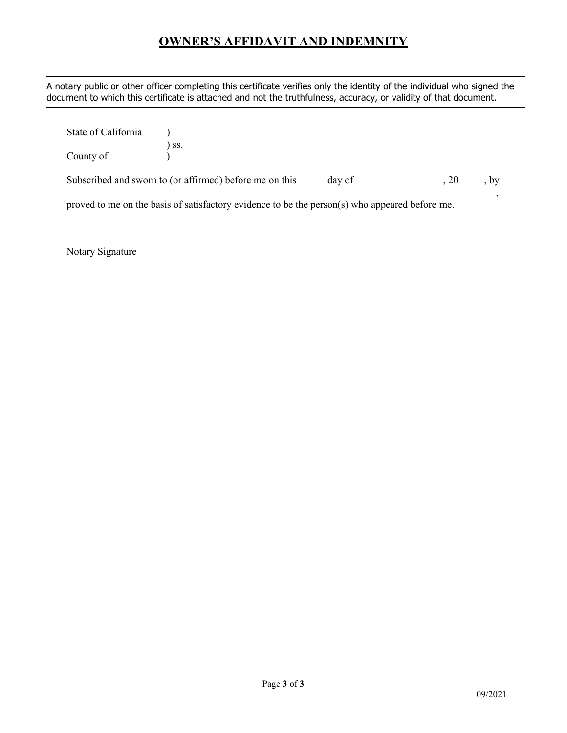# OWNER'S AFFIDAVIT AND INDEMNITY

A notary public or other officer completing this certificate verifies only the identity of the individual who signed the document to which this certificate is attached and not the truthfulness, accuracy, or validity of that document.

State of California )
) ss.
County of\_\_\_\_\_\_\_\_\_\_\_\_)

Subscribed and sworn to (or affirmed) before me on this\_\_\_\_\_\_day of\_\_\_\_\_\_\_\_\_\_\_\_\_\_\_\_\_\_, 20\_\_\_\_\_, by
\_\_\_\_\_\_\_\_\_\_\_\_\_\_\_\_\_\_\_\_\_\_\_\_\_\_\_\_\_\_\_\_\_\_\_\_\_\_\_\_\_\_\_\_\_\_\_\_\_\_\_\_\_\_\_\_\_\_\_\_\_\_\_\_\_\_\_\_\_\_\_\_\_\_\_\_\_\_\_\_\_\_\_\_\_\_\_\_\_\_,
proved to me on the basis of satisfactory evidence to be the person(s) who appeared before me.

\_\_\_\_\_\_\_\_\_\_\_\_\_\_\_\_\_\_\_\_\_\_\_\_\_\_\_\_\_\_\_\_\_\_\_\_\_\_
Notary Signature

09/2021